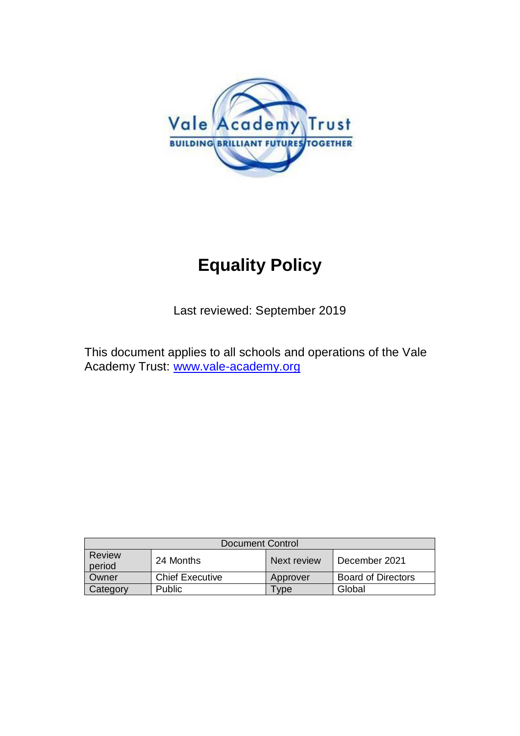Vale Academy Trust

BUILDING BRILLIANT FUTURES TOGETHER

# Equality Policy

Last reviewed: September 2019

This document applies to all schools and operations of the Vale Academy Trust: [www.vale-academy.org](www.vale-academy.org)

| Document Control | | | |
|---|---|---|---|
| Review period | 24 Months | Next review | December 2021 |
| Owner | Chief Executive | Approver | Board of Directors |
| Category | Public | Type | Global |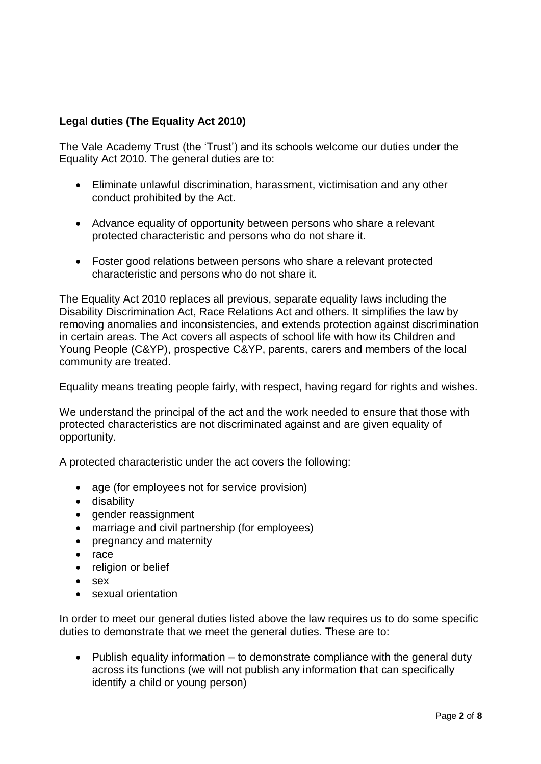**Legal duties (The Equality Act 2010)**

The Vale Academy Trust (the 'Trust') and its schools welcome our duties under the Equality Act 2010. The general duties are to:

- Eliminate unlawful discrimination, harassment, victimisation and any other conduct prohibited by the Act.
- Advance equality of opportunity between persons who share a relevant protected characteristic and persons who do not share it.
- Foster good relations between persons who share a relevant protected characteristic and persons who do not share it.

The Equality Act 2010 replaces all previous, separate equality laws including the Disability Discrimination Act, Race Relations Act and others. It simplifies the law by removing anomalies and inconsistencies, and extends protection against discrimination in certain areas. The Act covers all aspects of school life with how its Children and Young People (C&YP), prospective C&YP, parents, carers and members of the local community are treated.

Equality means treating people fairly, with respect, having regard for rights and wishes.

We understand the principal of the act and the work needed to ensure that those with protected characteristics are not discriminated against and are given equality of opportunity.

A protected characteristic under the act covers the following:

- age (for employees not for service provision)
- disability
- gender reassignment
- marriage and civil partnership (for employees)
- pregnancy and maternity
- race
- religion or belief
- sex
- sexual orientation

In order to meet our general duties listed above the law requires us to do some specific duties to demonstrate that we meet the general duties. These are to:

- Publish equality information – to demonstrate compliance with the general duty across its functions (we will not publish any information that can specifically identify a child or young person)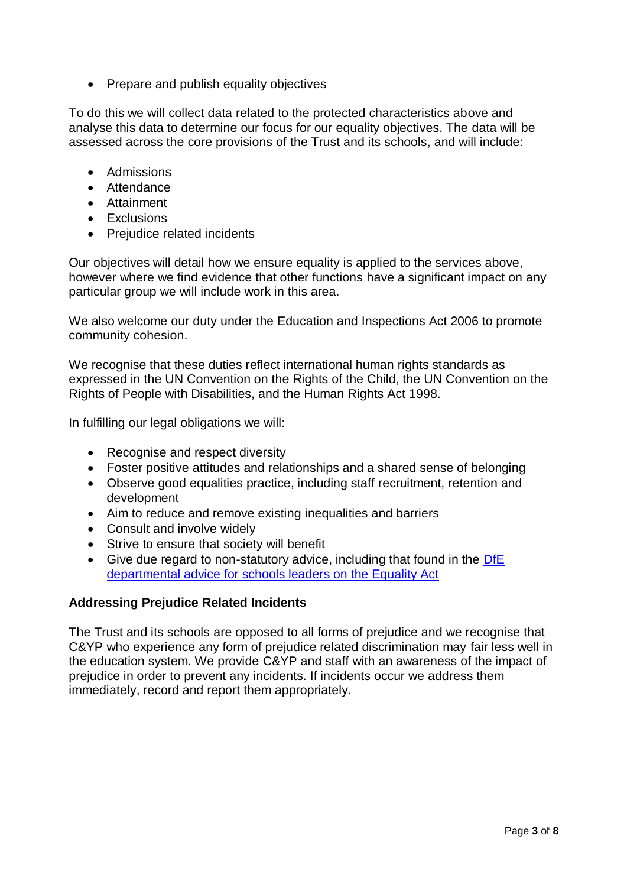- Prepare and publish equality objectives

To do this we will collect data related to the protected characteristics above and analyse this data to determine our focus for our equality objectives. The data will be assessed across the core provisions of the Trust and its schools, and will include:

- Admissions
- Attendance
- Attainment
- Exclusions
- Prejudice related incidents

Our objectives will detail how we ensure equality is applied to the services above, however where we find evidence that other functions have a significant impact on any particular group we will include work in this area.

We also welcome our duty under the Education and Inspections Act 2006 to promote community cohesion.

We recognise that these duties reflect international human rights standards as expressed in the UN Convention on the Rights of the Child, the UN Convention on the Rights of People with Disabilities, and the Human Rights Act 1998.

In fulfilling our legal obligations we will:

- Recognise and respect diversity
- Foster positive attitudes and relationships and a shared sense of belonging
- Observe good equalities practice, including staff recruitment, retention and development
- Aim to reduce and remove existing inequalities and barriers
- Consult and involve widely
- Strive to ensure that society will benefit
- Give due regard to non-statutory advice, including that found in the DfE departmental advice for schools leaders on the Equality Act

**Addressing Prejudice Related Incidents**

The Trust and its schools are opposed to all forms of prejudice and we recognise that C&YP who experience any form of prejudice related discrimination may fair less well in the education system. We provide C&YP and staff with an awareness of the impact of prejudice in order to prevent any incidents. If incidents occur we address them immediately, record and report them appropriately.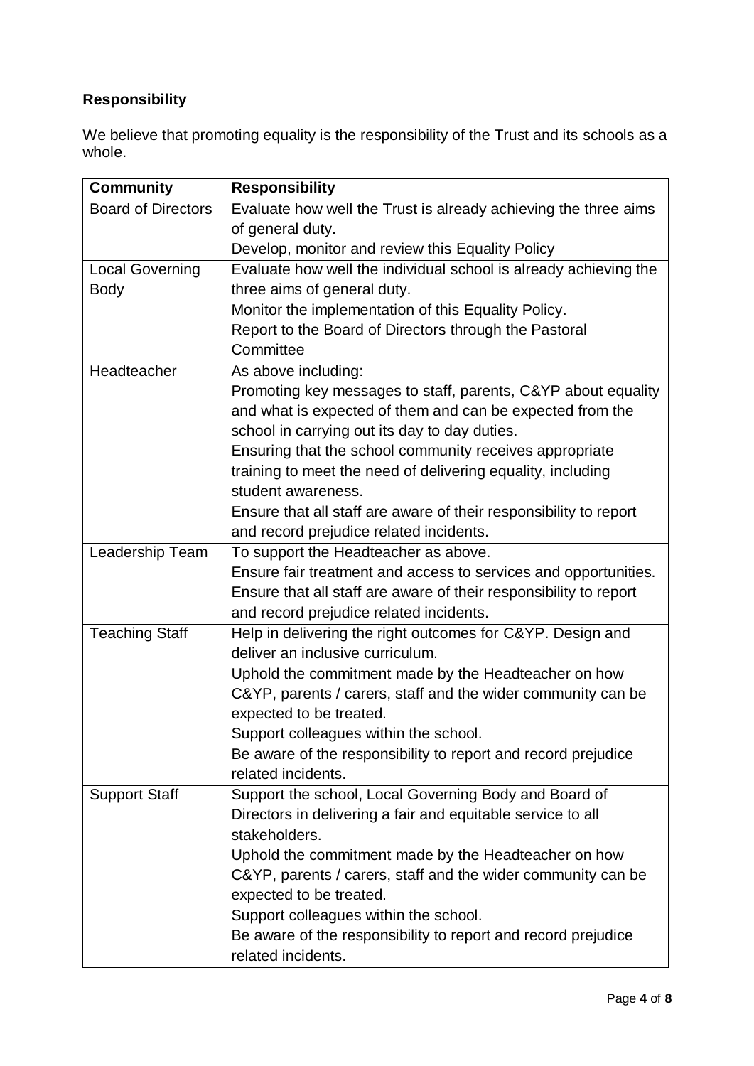## Responsibility

We believe that promoting equality is the responsibility of the Trust and its schools as a whole.

| Community | Responsibility |
| --- | --- |
| Board of Directors | Evaluate how well the Trust is already achieving the three aims of general duty.<br>Develop, monitor and review this Equality Policy |
| Local Governing Body | Evaluate how well the individual school is already achieving the three aims of general duty.<br>Monitor the implementation of this Equality Policy.<br>Report to the Board of Directors through the Pastoral Committee |
| Headteacher | As above including:<br>Promoting key messages to staff, parents, C&YP about equality and what is expected of them and can be expected from the school in carrying out its day to day duties.<br>Ensuring that the school community receives appropriate training to meet the need of delivering equality, including student awareness.<br>Ensure that all staff are aware of their responsibility to report and record prejudice related incidents. |
| Leadership Team | To support the Headteacher as above.<br>Ensure fair treatment and access to services and opportunities.<br>Ensure that all staff are aware of their responsibility to report and record prejudice related incidents. |
| Teaching Staff | Help in delivering the right outcomes for C&YP. Design and deliver an inclusive curriculum.<br>Uphold the commitment made by the Headteacher on how C&YP, parents / carers, staff and the wider community can be expected to be treated.<br>Support colleagues within the school.<br>Be aware of the responsibility to report and record prejudice related incidents. |
| Support Staff | Support the school, Local Governing Body and Board of Directors in delivering a fair and equitable service to all stakeholders.<br>Uphold the commitment made by the Headteacher on how C&YP, parents / carers, staff and the wider community can be expected to be treated.<br>Support colleagues within the school.<br>Be aware of the responsibility to report and record prejudice related incidents. |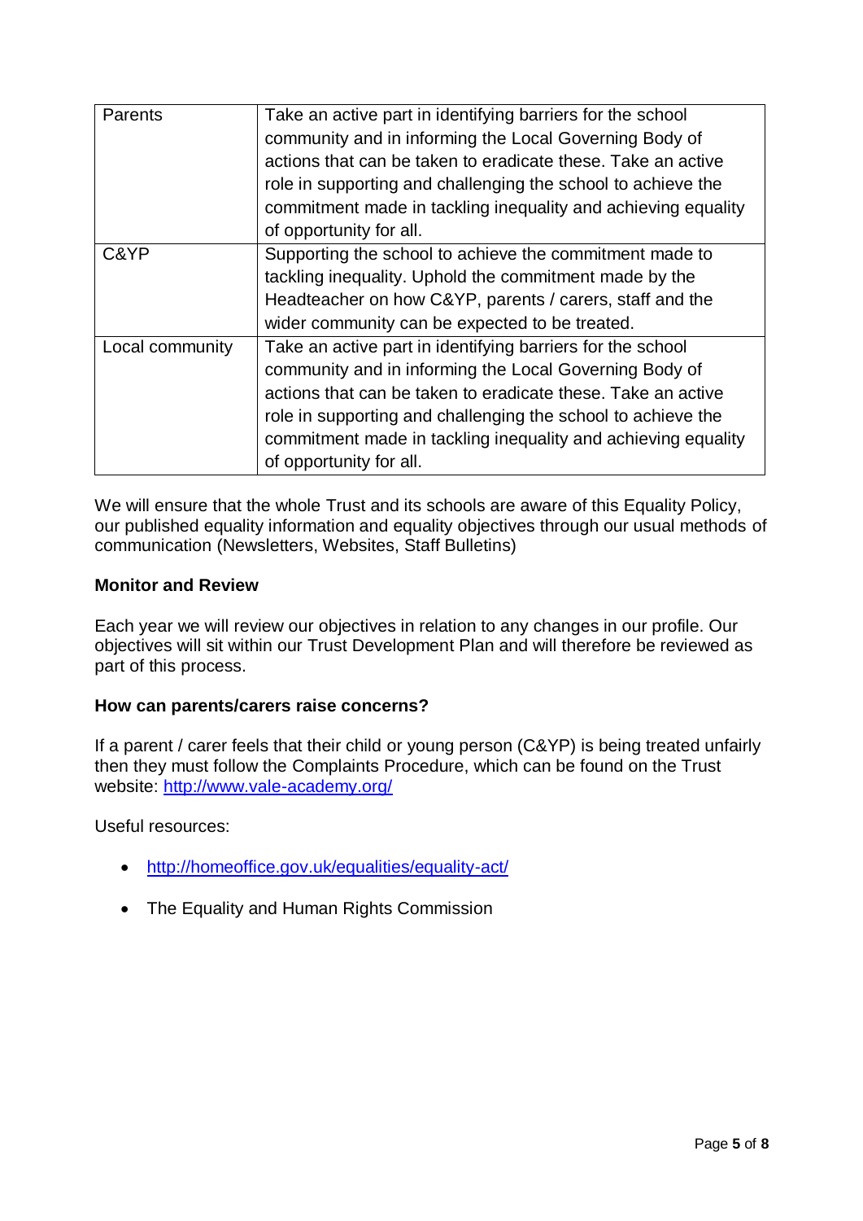| | |
|---|---|
| Parents | Take an active part in identifying barriers for the school community and in informing the Local Governing Body of actions that can be taken to eradicate these. Take an active role in supporting and challenging the school to achieve the commitment made in tackling inequality and achieving equality of opportunity for all. |
| C&YP | Supporting the school to achieve the commitment made to tackling inequality. Uphold the commitment made by the Headteacher on how C&YP, parents / carers, staff and the wider community can be expected to be treated. |
| Local community | Take an active part in identifying barriers for the school community and in informing the Local Governing Body of actions that can be taken to eradicate these. Take an active role in supporting and challenging the school to achieve the commitment made in tackling inequality and achieving equality of opportunity for all. |

We will ensure that the whole Trust and its schools are aware of this Equality Policy, our published equality information and equality objectives through our usual methods of communication (Newsletters, Websites, Staff Bulletins)

**Monitor and Review**

Each year we will review our objectives in relation to any changes in our profile. Our objectives will sit within our Trust Development Plan and will therefore be reviewed as part of this process.

**How can parents/carers raise concerns?**

If a parent / carer feels that their child or young person (C&YP) is being treated unfairly then they must follow the Complaints Procedure, which can be found on the Trust website: [http://www.vale-academy.org/](http://www.vale-academy.org/)

Useful resources:

- [http://homeoffice.gov.uk/equalities/equality-act/](http://homeoffice.gov.uk/equalities/equality-act/)
- The Equality and Human Rights Commission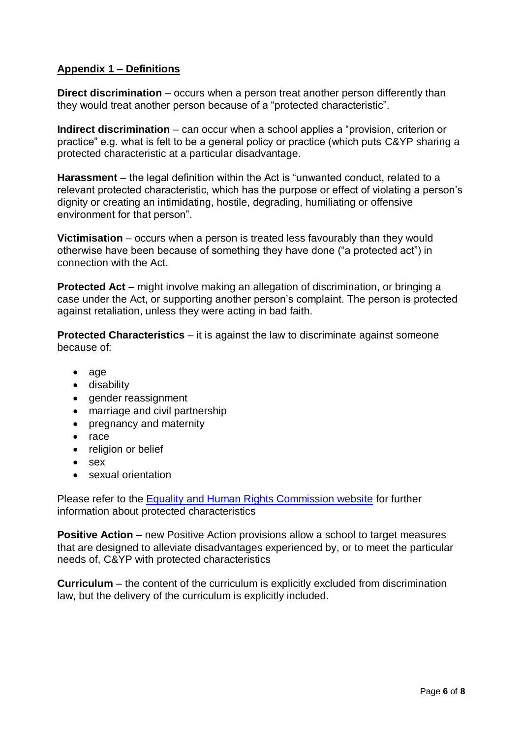## Appendix 1 – Definitions

**Direct discrimination** – occurs when a person treat another person differently than they would treat another person because of a "protected characteristic".

**Indirect discrimination** – can occur when a school applies a "provision, criterion or practice" e.g. what is felt to be a general policy or practice (which puts C&YP sharing a protected characteristic at a particular disadvantage.

**Harassment** – the legal definition within the Act is "unwanted conduct, related to a relevant protected characteristic, which has the purpose or effect of violating a person's dignity or creating an intimidating, hostile, degrading, humiliating or offensive environment for that person".

**Victimisation** – occurs when a person is treated less favourably than they would otherwise have been because of something they have done ("a protected act") in connection with the Act.

**Protected Act** – might involve making an allegation of discrimination, or bringing a case under the Act, or supporting another person's complaint. The person is protected against retaliation, unless they were acting in bad faith.

**Protected Characteristics** – it is against the law to discriminate against someone because of:

- age
- disability
- gender reassignment
- marriage and civil partnership
- pregnancy and maternity
- race
- religion or belief
- sex
- sexual orientation

Please refer to the [Equality and Human Rights Commission website]() for further information about protected characteristics

**Positive Action** – new Positive Action provisions allow a school to target measures that are designed to alleviate disadvantages experienced by, or to meet the particular needs of, C&YP with protected characteristics

**Curriculum** – the content of the curriculum is explicitly excluded from discrimination law, but the delivery of the curriculum is explicitly included.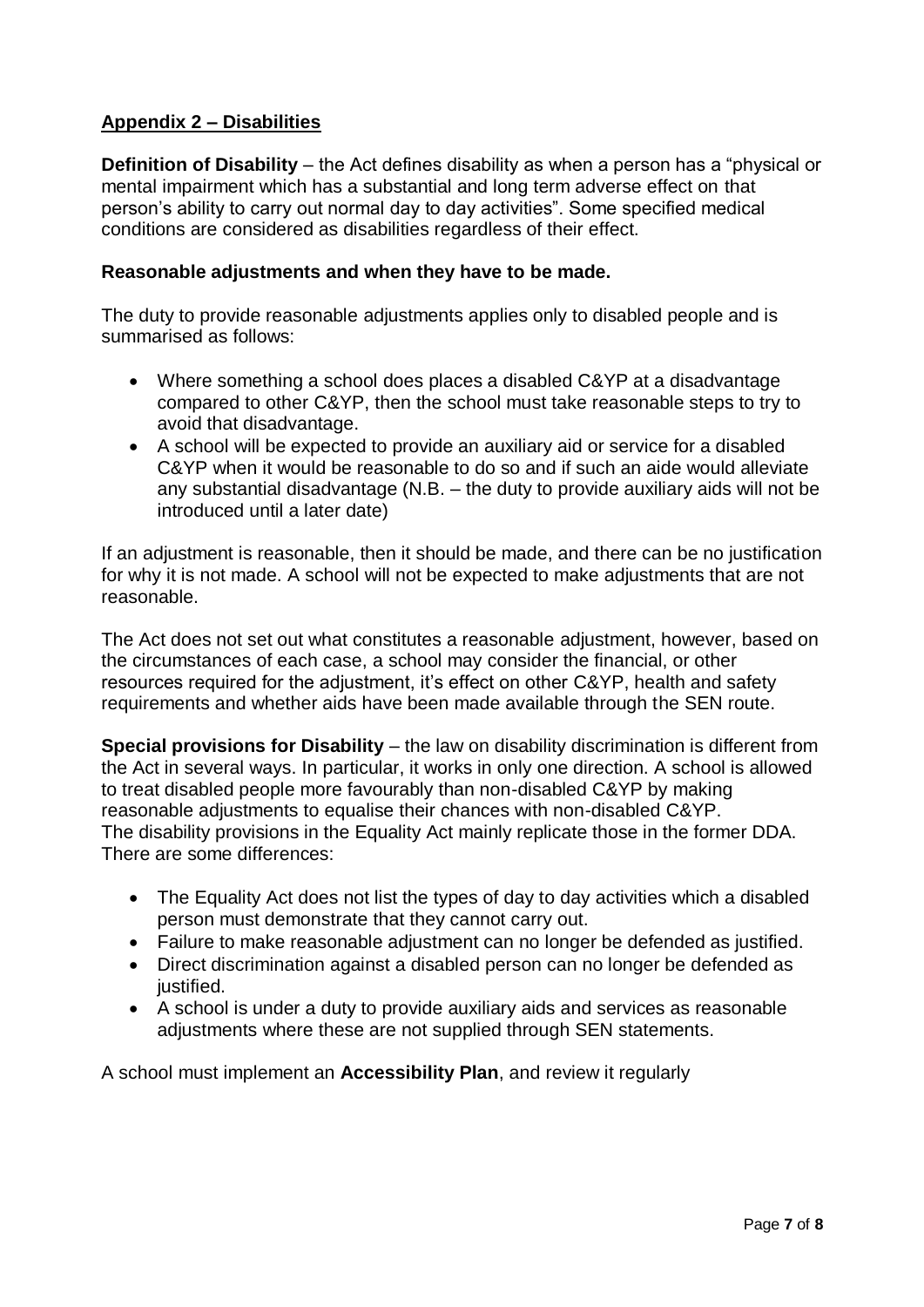## Appendix 2 – Disabilities

**Definition of Disability** – the Act defines disability as when a person has a "physical or mental impairment which has a substantial and long term adverse effect on that person's ability to carry out normal day to day activities". Some specified medical conditions are considered as disabilities regardless of their effect.

**Reasonable adjustments and when they have to be made.**

The duty to provide reasonable adjustments applies only to disabled people and is summarised as follows:

- Where something a school does places a disabled C&YP at a disadvantage compared to other C&YP, then the school must take reasonable steps to try to avoid that disadvantage.
- A school will be expected to provide an auxiliary aid or service for a disabled C&YP when it would be reasonable to do so and if such an aide would alleviate any substantial disadvantage (N.B. – the duty to provide auxiliary aids will not be introduced until a later date)

If an adjustment is reasonable, then it should be made, and there can be no justification for why it is not made. A school will not be expected to make adjustments that are not reasonable.

The Act does not set out what constitutes a reasonable adjustment, however, based on the circumstances of each case, a school may consider the financial, or other resources required for the adjustment, it's effect on other C&YP, health and safety requirements and whether aids have been made available through the SEN route.

**Special provisions for Disability** – the law on disability discrimination is different from the Act in several ways. In particular, it works in only one direction. A school is allowed to treat disabled people more favourably than non-disabled C&YP by making reasonable adjustments to equalise their chances with non-disabled C&YP.
The disability provisions in the Equality Act mainly replicate those in the former DDA. There are some differences:

- The Equality Act does not list the types of day to day activities which a disabled person must demonstrate that they cannot carry out.
- Failure to make reasonable adjustment can no longer be defended as justified.
- Direct discrimination against a disabled person can no longer be defended as justified.
- A school is under a duty to provide auxiliary aids and services as reasonable adjustments where these are not supplied through SEN statements.

A school must implement an **Accessibility Plan**, and review it regularly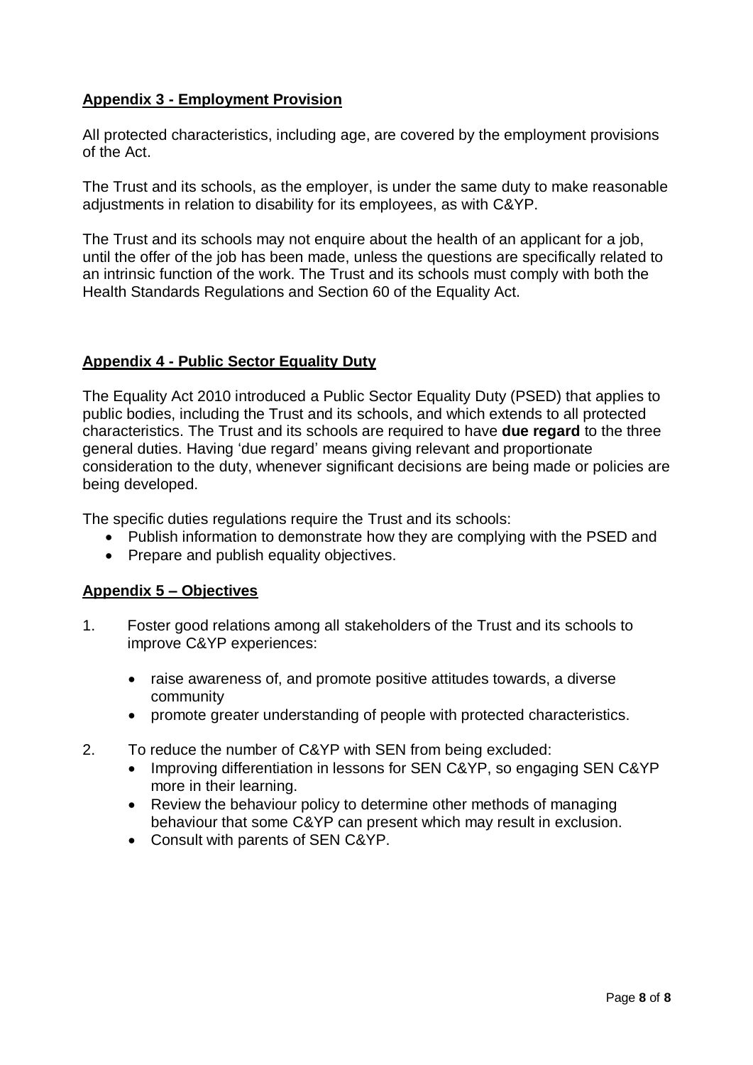## Appendix 3 - Employment Provision

All protected characteristics, including age, are covered by the employment provisions of the Act.

The Trust and its schools, as the employer, is under the same duty to make reasonable adjustments in relation to disability for its employees, as with C&YP.

The Trust and its schools may not enquire about the health of an applicant for a job, until the offer of the job has been made, unless the questions are specifically related to an intrinsic function of the work. The Trust and its schools must comply with both the Health Standards Regulations and Section 60 of the Equality Act.

## Appendix 4 - Public Sector Equality Duty

The Equality Act 2010 introduced a Public Sector Equality Duty (PSED) that applies to public bodies, including the Trust and its schools, and which extends to all protected characteristics. The Trust and its schools are required to have **due regard** to the three general duties. Having 'due regard' means giving relevant and proportionate consideration to the duty, whenever significant decisions are being made or policies are being developed.

The specific duties regulations require the Trust and its schools:

- Publish information to demonstrate how they are complying with the PSED and
- Prepare and publish equality objectives.

## Appendix 5 – Objectives

1. Foster good relations among all stakeholders of the Trust and its schools to improve C&YP experiences:
   - raise awareness of, and promote positive attitudes towards, a diverse community
   - promote greater understanding of people with protected characteristics.
2. To reduce the number of C&YP with SEN from being excluded:
   - Improving differentiation in lessons for SEN C&YP, so engaging SEN C&YP more in their learning.
   - Review the behaviour policy to determine other methods of managing behaviour that some C&YP can present which may result in exclusion.
   - Consult with parents of SEN C&YP.